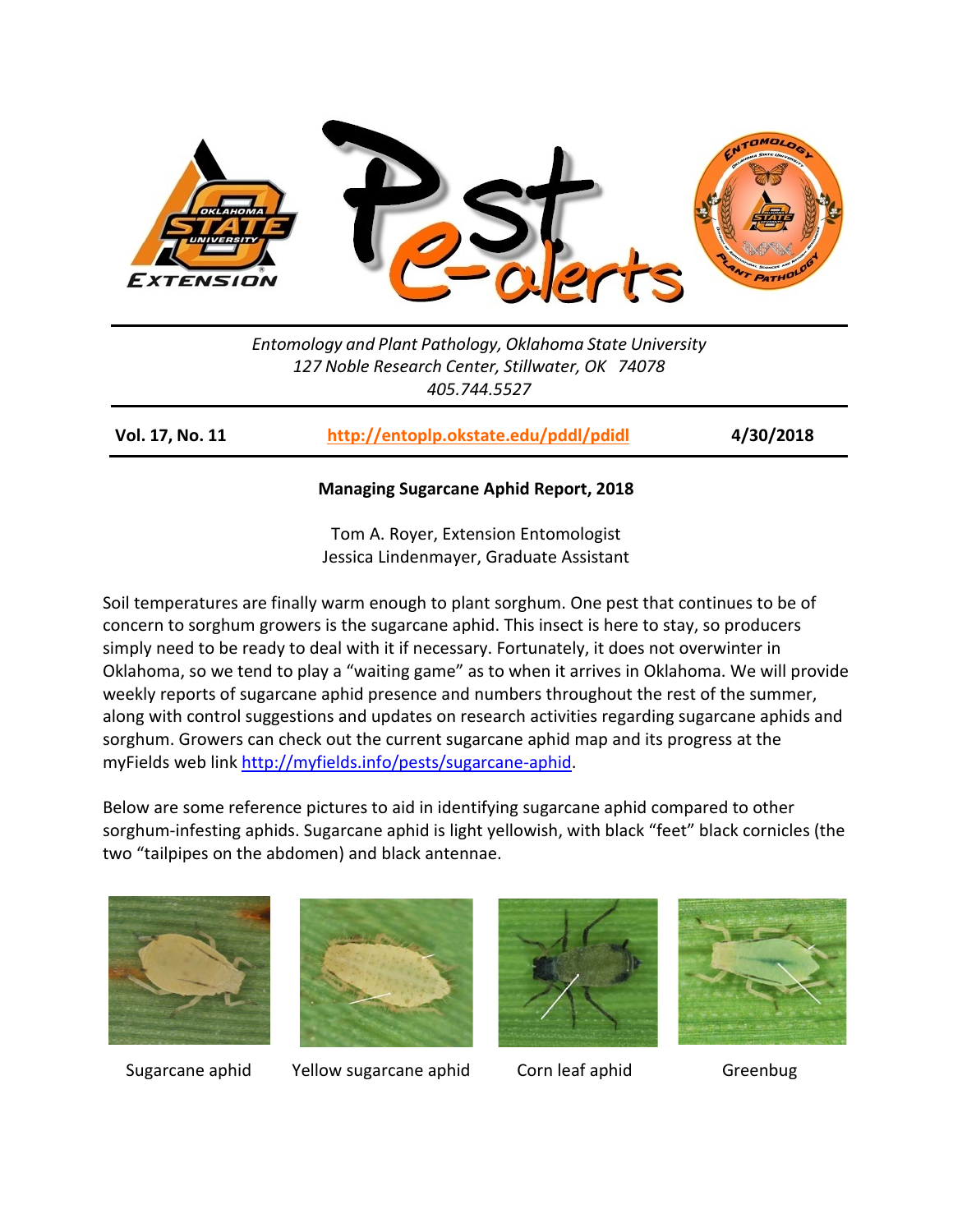Entomology and Plant Pathology, Oklahoma State University
127 Noble Research Center, Stillwater, OK 74078
405.744.5527

| **Vol. 17, No. 11** | **http://entoplp.okstate.edu/pddl/pdidl** | **4/30/2018** |
|---|---|---|

## Managing Sugarcane Aphid Report, 2018

Tom A. Royer, Extension Entomologist
Jessica Lindenmayer, Graduate Assistant

Soil temperatures are finally warm enough to plant sorghum. One pest that continues to be of concern to sorghum growers is the sugarcane aphid. This insect is here to stay, so producers simply need to be ready to deal with it if necessary. Fortunately, it does not overwinter in Oklahoma, so we tend to play a "waiting game" as to when it arrives in Oklahoma. We will provide weekly reports of sugarcane aphid presence and numbers throughout the rest of the summer, along with control suggestions and updates on research activities regarding sugarcane aphids and sorghum. Growers can check out the current sugarcane aphid map and its progress at the myFields web link http://myfields.info/pests/sugarcane-aphid.

Below are some reference pictures to aid in identifying sugarcane aphid compared to other sorghum-infesting aphids. Sugarcane aphid is light yellowish, with black "feet" black cornicles (the two "tailpipes on the abdomen) and black antennae.

Sugarcane aphid | Yellow sugarcane aphid | Corn leaf aphid | Greenbug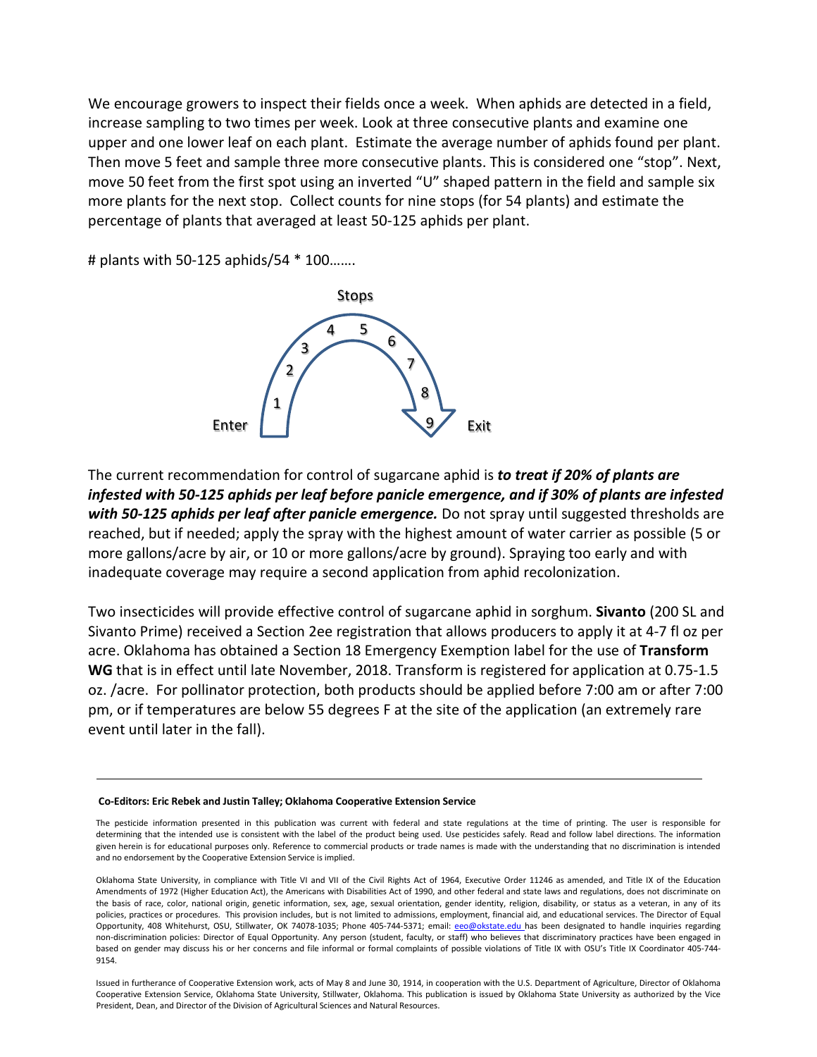We encourage growers to inspect their fields once a week. When aphids are detected in a field, increase sampling to two times per week. Look at three consecutive plants and examine one upper and one lower leaf on each plant. Estimate the average number of aphids found per plant. Then move 5 feet and sample three more consecutive plants. This is considered one "stop". Next, move 50 feet from the first spot using an inverted "U" shaped pattern in the field and sample six more plants for the next stop. Collect counts for nine stops (for 54 plants) and estimate the percentage of plants that averaged at least 50-125 aphids per plant.

# plants with 50-125 aphids/54 * 100…….

Stops

1 2 3 4 5 6 7 8 9

Enter

Exit

The current recommendation for control of sugarcane aphid is ***to treat if 20% of plants are infested with 50-125 aphids per leaf before panicle emergence, and if 30% of plants are infested with 50-125 aphids per leaf after panicle emergence.*** Do not spray until suggested thresholds are reached, but if needed; apply the spray with the highest amount of water carrier as possible (5 or more gallons/acre by air, or 10 or more gallons/acre by ground). Spraying too early and with inadequate coverage may require a second application from aphid recolonization.

Two insecticides will provide effective control of sugarcane aphid in sorghum. **Sivanto** (200 SL and Sivanto Prime) received a Section 2ee registration that allows producers to apply it at 4-7 fl oz per acre. Oklahoma has obtained a Section 18 Emergency Exemption label for the use of **Transform WG** that is in effect until late November, 2018. Transform is registered for application at 0.75-1.5 oz. /acre. For pollinator protection, both products should be applied before 7:00 am or after 7:00 pm, or if temperatures are below 55 degrees F at the site of the application (an extremely rare event until later in the fall).

---

**Co-Editors: Eric Rebek and Justin Talley; Oklahoma Cooperative Extension Service**

The pesticide information presented in this publication was current with federal and state regulations at the time of printing. The user is responsible for determining that the intended use is consistent with the label of the product being used. Use pesticides safely. Read and follow label directions. The information given herein is for educational purposes only. Reference to commercial products or trade names is made with the understanding that no discrimination is intended and no endorsement by the Cooperative Extension Service is implied.

Oklahoma State University, in compliance with Title VI and VII of the Civil Rights Act of 1964, Executive Order 11246 as amended, and Title IX of the Education Amendments of 1972 (Higher Education Act), the Americans with Disabilities Act of 1990, and other federal and state laws and regulations, does not discriminate on the basis of race, color, national origin, genetic information, sex, age, sexual orientation, gender identity, religion, disability, or status as a veteran, in any of its policies, practices or procedures. This provision includes, but is not limited to admissions, employment, financial aid, and educational services. The Director of Equal Opportunity, 408 Whitehurst, OSU, Stillwater, OK 74078-1035; Phone 405-744-5371; email: eeo@okstate.edu has been designated to handle inquiries regarding non-discrimination policies: Director of Equal Opportunity. Any person (student, faculty, or staff) who believes that discriminatory practices have been engaged in based on gender may discuss his or her concerns and file informal or formal complaints of possible violations of Title IX with OSU's Title IX Coordinator 405-744-9154.

Issued in furtherance of Cooperative Extension work, acts of May 8 and June 30, 1914, in cooperation with the U.S. Department of Agriculture, Director of Oklahoma Cooperative Extension Service, Oklahoma State University, Stillwater, Oklahoma. This publication is issued by Oklahoma State University as authorized by the Vice President, Dean, and Director of the Division of Agricultural Sciences and Natural Resources.